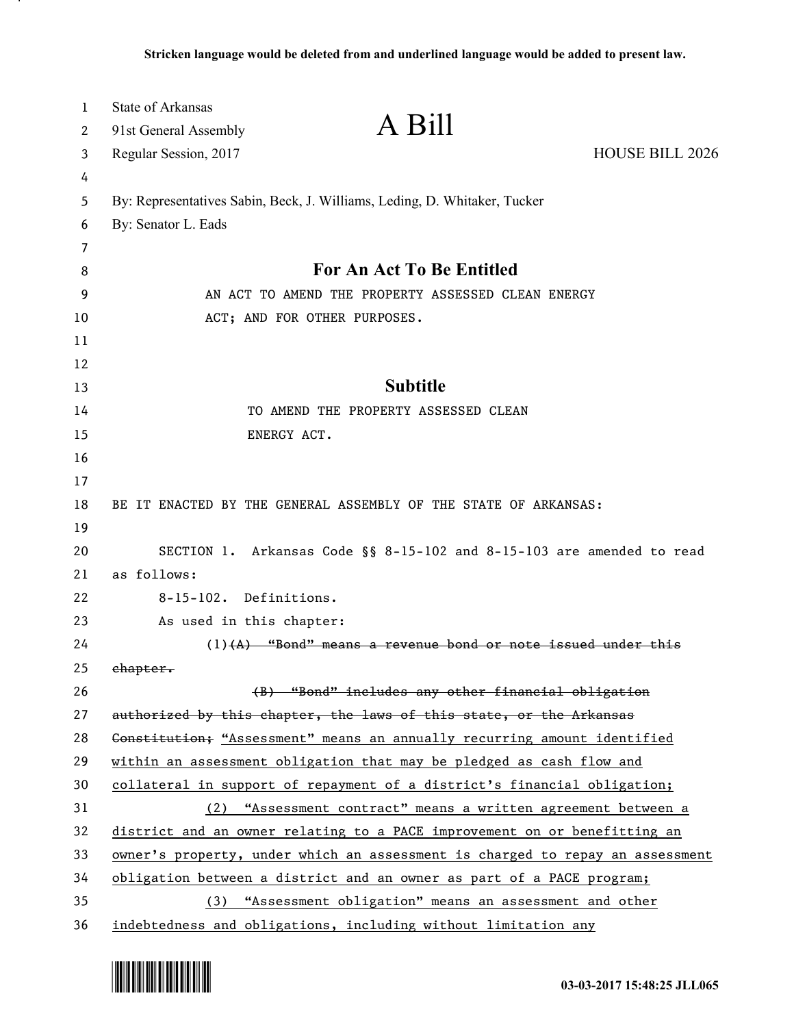Stricken language would be deleted from and underlined language would be added to present law.

State of Arkansas
91st General Assembly
Regular Session, 2017

# A Bill

HOUSE BILL 2026

By: Representatives Sabin, Beck, J. Williams, Leding, D. Whitaker, Tucker
By: Senator L. Eads

## For An Act To Be Entitled

AN ACT TO AMEND THE PROPERTY ASSESSED CLEAN ENERGY ACT; AND FOR OTHER PURPOSES.

## Subtitle

TO AMEND THE PROPERTY ASSESSED CLEAN ENERGY ACT.

BE IT ENACTED BY THE GENERAL ASSEMBLY OF THE STATE OF ARKANSAS:

SECTION 1. Arkansas Code §§ 8-15-102 and 8-15-103 are amended to read as follows:

8-15-102. Definitions.

As used in this chapter:

(1)~~(A) "Bond" means a revenue bond or note issued under this chapter.~~

~~(B) "Bond" includes any other financial obligation authorized by this chapter, the laws of this state, or the Arkansas Constitution;~~ <u>"Assessment" means an annually recurring amount identified within an assessment obligation that may be pledged as cash flow and collateral in support of repayment of a district's financial obligation;</u>

<u>(2) "Assessment contract" means a written agreement between a district and an owner relating to a PACE improvement on or benefitting an owner's property, under which an assessment is charged to repay an assessment obligation between a district and an owner as part of a PACE program;</u>

<u>(3) "Assessment obligation" means an assessment and other indebtedness and obligations, including without limitation any</u>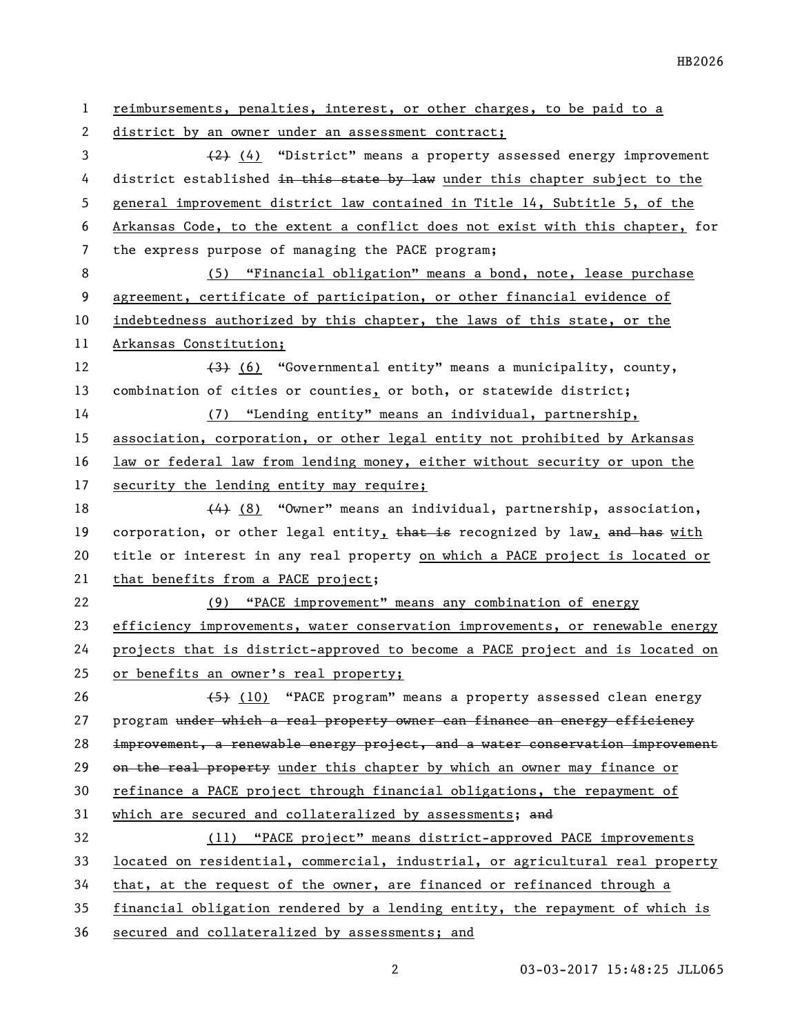reimbursements, penalties, interest, or other charges, to be paid to a district by an owner under an assessment contract;

~~(2)~~ (4) "District" means a property assessed energy improvement district established ~~in this state by law~~ under this chapter subject to the general improvement district law contained in Title 14, Subtitle 5, of the Arkansas Code, to the extent a conflict does not exist with this chapter, for the express purpose of managing the PACE program;

(5) "Financial obligation" means a bond, note, lease purchase agreement, certificate of participation, or other financial evidence of indebtedness authorized by this chapter, the laws of this state, or the Arkansas Constitution;

~~(3)~~ (6) "Governmental entity" means a municipality, county, combination of cities or counties, or both, or statewide district;

(7) "Lending entity" means an individual, partnership, association, corporation, or other legal entity not prohibited by Arkansas law or federal law from lending money, either without security or upon the security the lending entity may require;

~~(4)~~ (8) "Owner" means an individual, partnership, association, corporation, or other legal entity, ~~that is~~ recognized by law, ~~and has~~ with title or interest in any real property on which a PACE project is located or that benefits from a PACE project;

(9) "PACE improvement" means any combination of energy efficiency improvements, water conservation improvements, or renewable energy projects that is district-approved to become a PACE project and is located on or benefits an owner's real property;

~~(5)~~ (10) "PACE program" means a property assessed clean energy program ~~under which a real property owner can finance an energy efficiency improvement, a renewable energy project, and a water conservation improvement on the real property~~ under this chapter by which an owner may finance or refinance a PACE project through financial obligations, the repayment of which are secured and collateralized by assessments; ~~and~~

(11) "PACE project" means district-approved PACE improvements located on residential, commercial, industrial, or agricultural real property that, at the request of the owner, are financed or refinanced through a financial obligation rendered by a lending entity, the repayment of which is secured and collateralized by assessments; and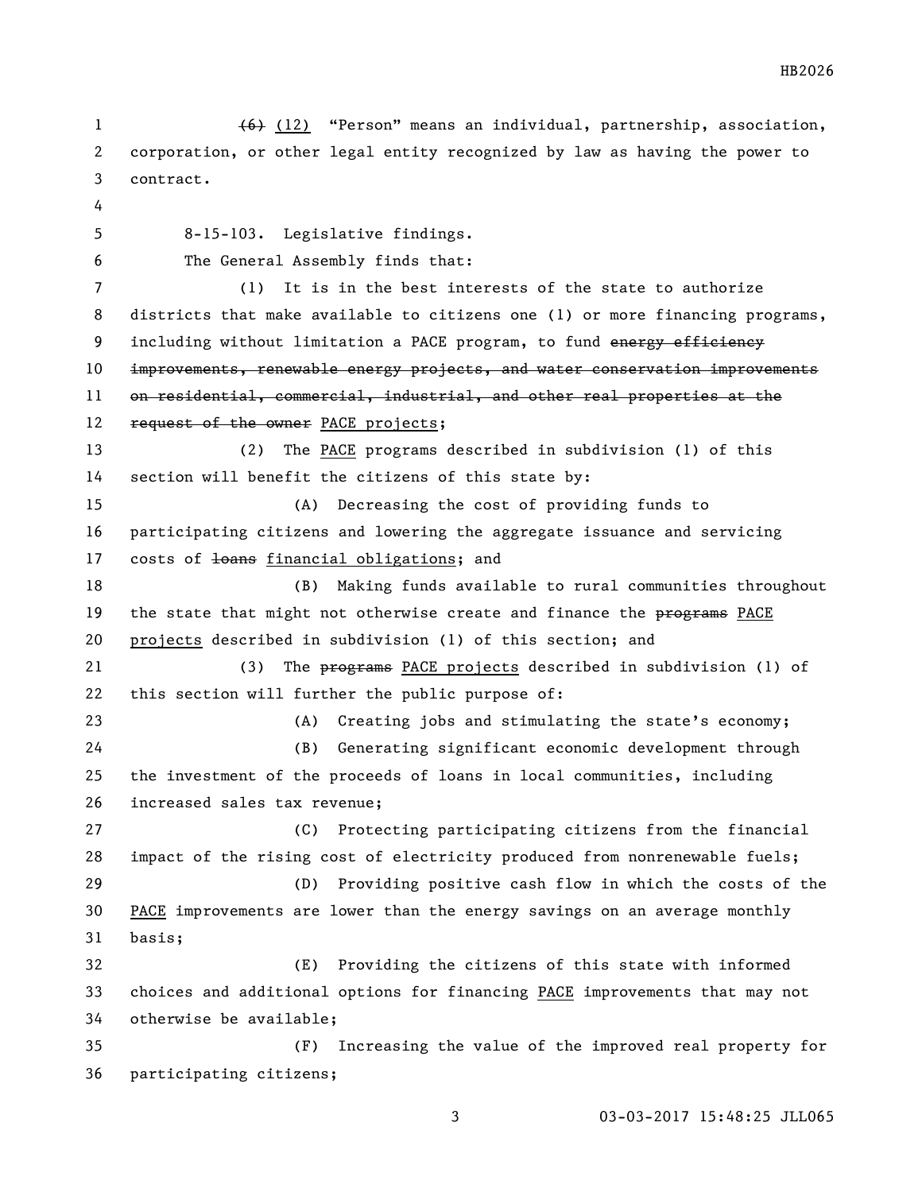~~(6)~~ <u>(12)</u> "Person" means an individual, partnership, association, corporation, or other legal entity recognized by law as having the power to contract.

8-15-103. Legislative findings.

The General Assembly finds that:

(1) It is in the best interests of the state to authorize districts that make available to citizens one (1) or more financing programs, including without limitation a PACE program, to fund ~~energy efficiency improvements, renewable energy projects, and water conservation improvements on residential, commercial, industrial, and other real properties at the request of the owner~~ <u>PACE projects</u>;

(2) The <u>PACE</u> programs described in subdivision (1) of this section will benefit the citizens of this state by:

(A) Decreasing the cost of providing funds to participating citizens and lowering the aggregate issuance and servicing costs of ~~loans~~ <u>financial obligations</u>; and

(B) Making funds available to rural communities throughout the state that might not otherwise create and finance the ~~programs~~ <u>PACE projects</u> described in subdivision (1) of this section; and

(3) The ~~programs~~ <u>PACE projects</u> described in subdivision (1) of this section will further the public purpose of:

(A) Creating jobs and stimulating the state's economy;

(B) Generating significant economic development through the investment of the proceeds of loans in local communities, including increased sales tax revenue;

(C) Protecting participating citizens from the financial impact of the rising cost of electricity produced from nonrenewable fuels;

(D) Providing positive cash flow in which the costs of the <u>PACE</u> improvements are lower than the energy savings on an average monthly basis;

(E) Providing the citizens of this state with informed choices and additional options for financing <u>PACE</u> improvements that may not otherwise be available;

(F) Increasing the value of the improved real property for participating citizens;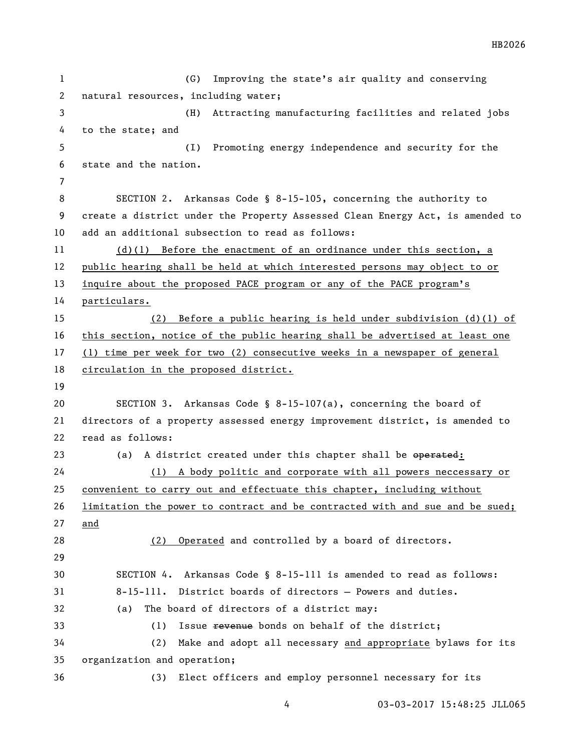(G) Improving the state's air quality and conserving natural resources, including water;

(H) Attracting manufacturing facilities and related jobs to the state; and

(I) Promoting energy independence and security for the state and the nation.

SECTION 2. Arkansas Code § 8-15-105, concerning the authority to create a district under the Property Assessed Clean Energy Act, is amended to add an additional subsection to read as follows:

(d)(1) Before the enactment of an ordinance under this section, a public hearing shall be held at which interested persons may object to or inquire about the proposed PACE program or any of the PACE program's particulars.

(2) Before a public hearing is held under subdivision (d)(1) of this section, notice of the public hearing shall be advertised at least one (1) time per week for two (2) consecutive weeks in a newspaper of general circulation in the proposed district.

SECTION 3. Arkansas Code § 8-15-107(a), concerning the board of directors of a property assessed energy improvement district, is amended to read as follows:

(a) A district created under this chapter shall be ~~operated~~:

(1) A body politic and corporate with all powers neccessary or convenient to carry out and effectuate this chapter, including without limitation the power to contract and be contracted with and sue and be sued; and

(2) Operated and controlled by a board of directors.

SECTION 4. Arkansas Code § 8-15-111 is amended to read as follows:

8-15-111. District boards of directors — Powers and duties.

(a) The board of directors of a district may:

(1) Issue ~~revenue~~ bonds on behalf of the district;

(2) Make and adopt all necessary and appropriate bylaws for its organization and operation;

(3) Elect officers and employ personnel necessary for its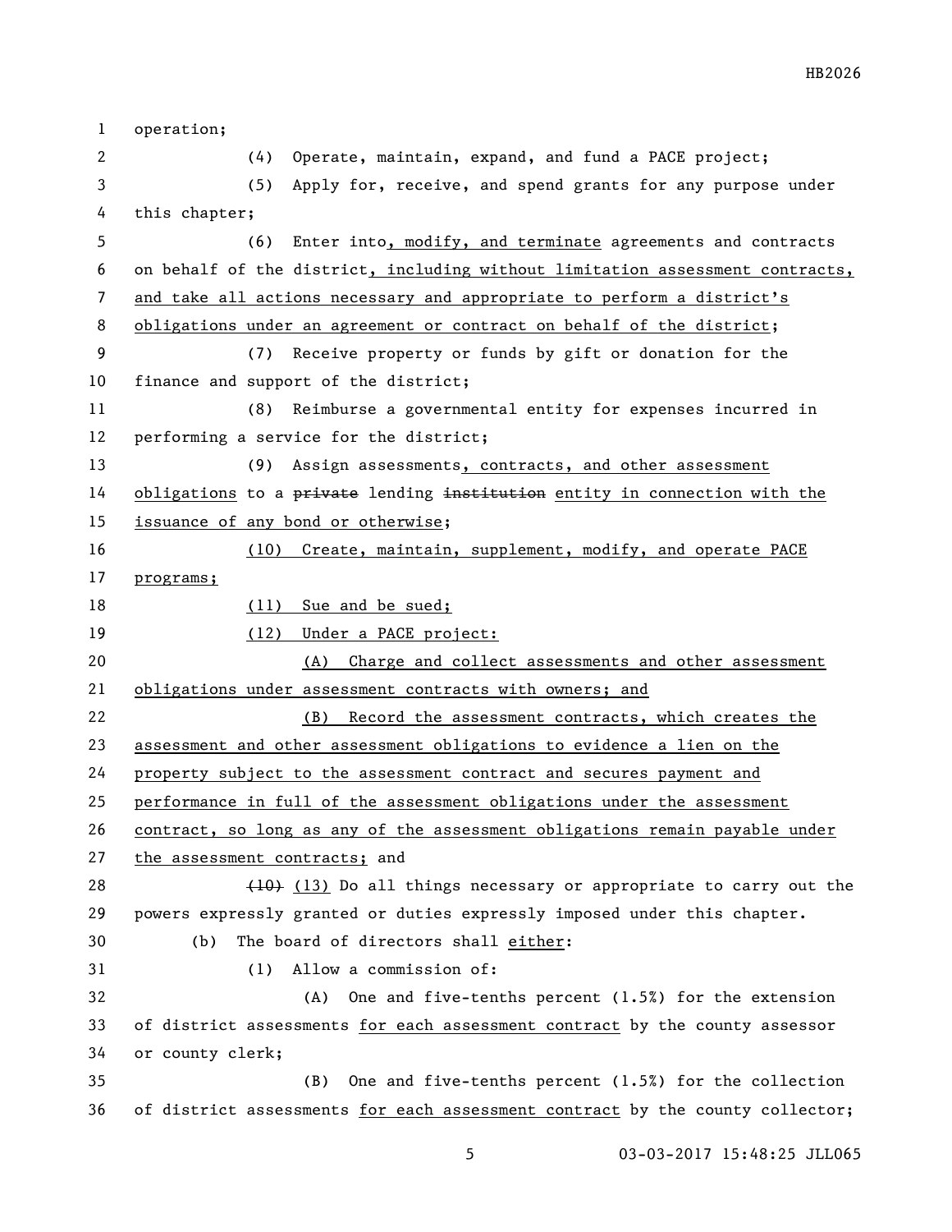operation;

(4) Operate, maintain, expand, and fund a PACE project;

(5) Apply for, receive, and spend grants for any purpose under this chapter;

(6) Enter into, modify, and terminate agreements and contracts on behalf of the district, including without limitation assessment contracts, and take all actions necessary and appropriate to perform a district's obligations under an agreement or contract on behalf of the district;

(7) Receive property or funds by gift or donation for the finance and support of the district;

(8) Reimburse a governmental entity for expenses incurred in performing a service for the district;

(9) Assign assessments, contracts, and other assessment obligations to a ~~private~~ lending ~~institution~~ entity in connection with the issuance of any bond or otherwise;

(10) Create, maintain, supplement, modify, and operate PACE programs;

(11) Sue and be sued;

(12) Under a PACE project:

(A) Charge and collect assessments and other assessment obligations under assessment contracts with owners; and

(B) Record the assessment contracts, which creates the assessment and other assessment obligations to evidence a lien on the property subject to the assessment contract and secures payment and performance in full of the assessment obligations under the assessment contract, so long as any of the assessment obligations remain payable under the assessment contracts; and

~~(10)~~ (13) Do all things necessary or appropriate to carry out the powers expressly granted or duties expressly imposed under this chapter.

(b) The board of directors shall either:

(1) Allow a commission of:

(A) One and five-tenths percent (1.5%) for the extension of district assessments for each assessment contract by the county assessor or county clerk;

(B) One and five-tenths percent (1.5%) for the collection of district assessments for each assessment contract by the county collector;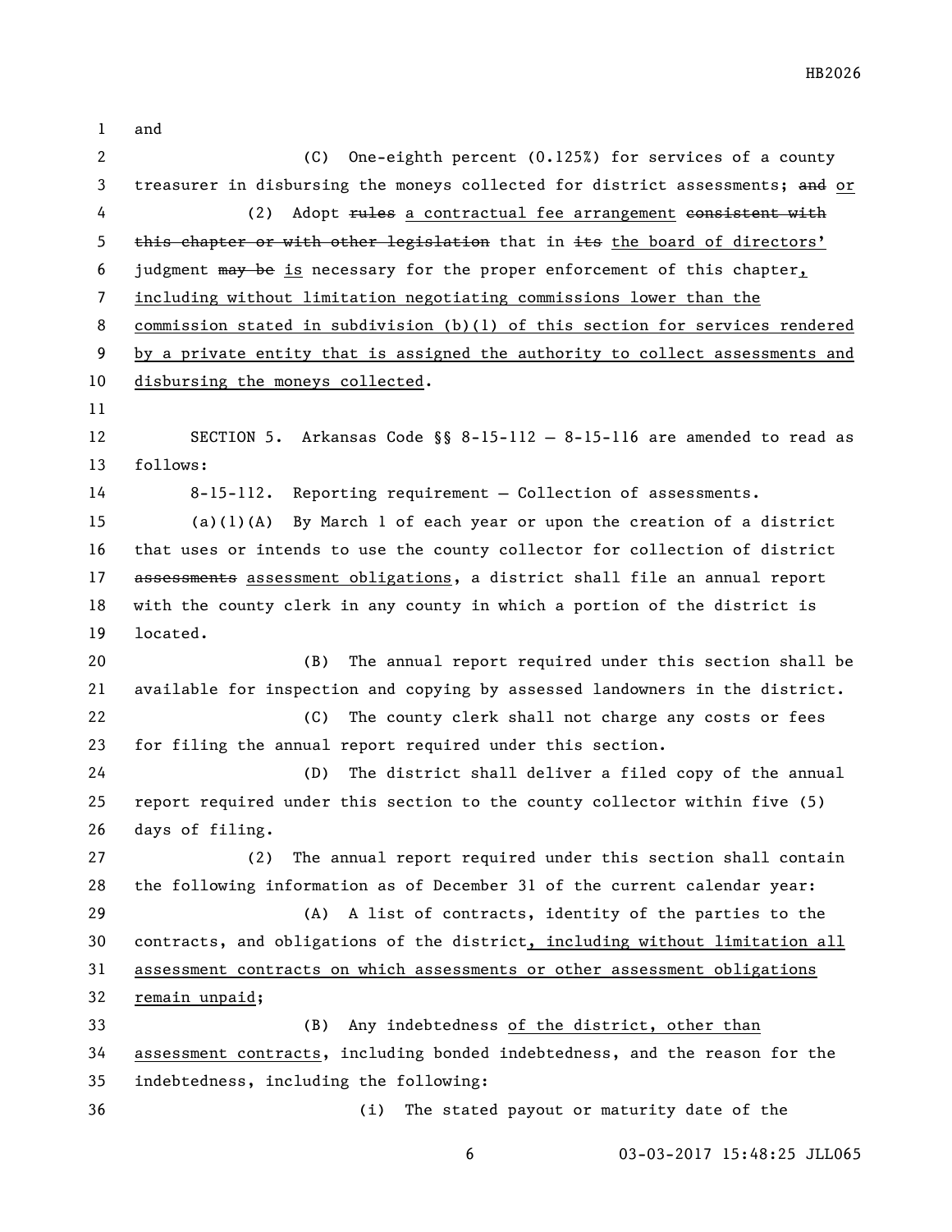and

(C) One-eighth percent (0.125%) for services of a county treasurer in disbursing the moneys collected for district assessments; ~~and~~ or

(2) Adopt ~~rules~~ a contractual fee arrangement ~~consistent with this chapter or with other legislation~~ that in ~~its~~ the board of directors' judgment ~~may be~~ is necessary for the proper enforcement of this chapter, including without limitation negotiating commissions lower than the commission stated in subdivision (b)(1) of this section for services rendered by a private entity that is assigned the authority to collect assessments and disbursing the moneys collected.

SECTION 5. Arkansas Code §§ 8-15-112 — 8-15-116 are amended to read as follows:

8-15-112. Reporting requirement — Collection of assessments.

(a)(1)(A) By March 1 of each year or upon the creation of a district that uses or intends to use the county collector for collection of district ~~assessments~~ assessment obligations, a district shall file an annual report with the county clerk in any county in which a portion of the district is located.

(B) The annual report required under this section shall be available for inspection and copying by assessed landowners in the district.

(C) The county clerk shall not charge any costs or fees for filing the annual report required under this section.

(D) The district shall deliver a filed copy of the annual report required under this section to the county collector within five (5) days of filing.

(2) The annual report required under this section shall contain the following information as of December 31 of the current calendar year:

(A) A list of contracts, identity of the parties to the contracts, and obligations of the district, including without limitation all assessment contracts on which assessments or other assessment obligations remain unpaid;

(B) Any indebtedness of the district, other than assessment contracts, including bonded indebtedness, and the reason for the indebtedness, including the following:

(i) The stated payout or maturity date of the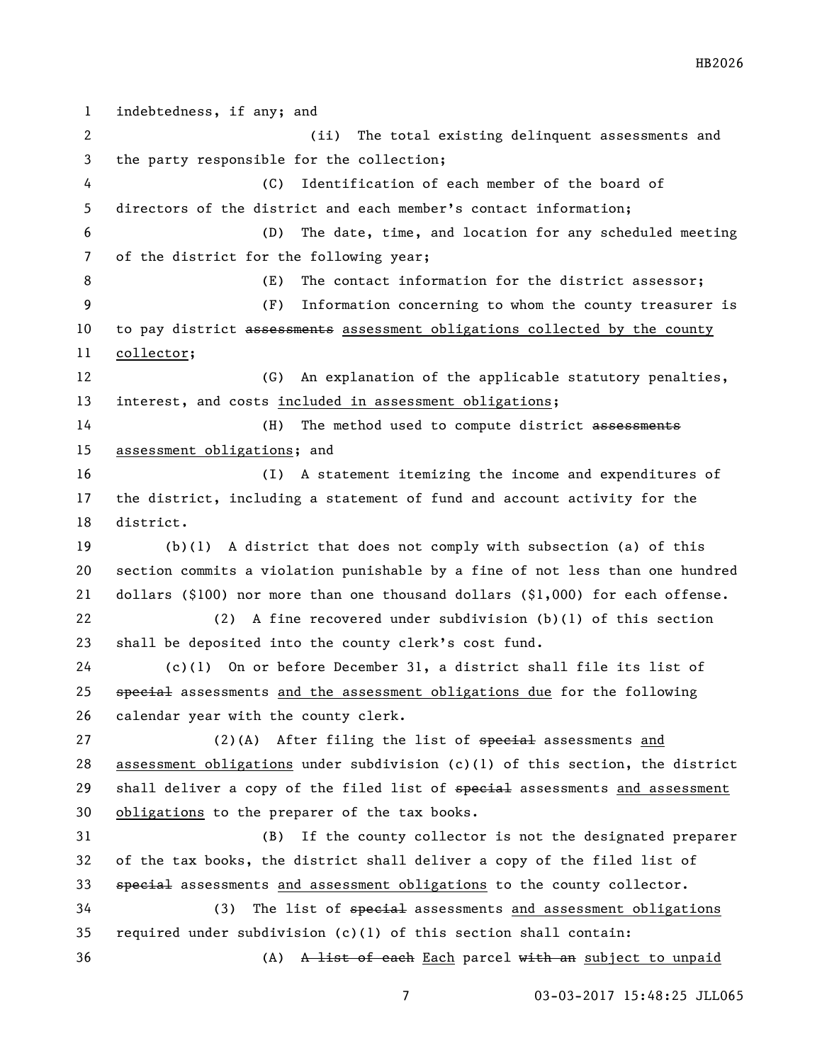indebtedness, if any; and

(ii) The total existing delinquent assessments and the party responsible for the collection;

(C) Identification of each member of the board of directors of the district and each member's contact information;

(D) The date, time, and location for any scheduled meeting of the district for the following year;

(E) The contact information for the district assessor;

(F) Information concerning to whom the county treasurer is to pay district ~~assessments~~ <u>assessment obligations collected by the county collector</u>;

(G) An explanation of the applicable statutory penalties, interest, and costs <u>included in assessment obligations</u>;

(H) The method used to compute district ~~assessments~~ <u>assessment obligations</u>; and

(I) A statement itemizing the income and expenditures of the district, including a statement of fund and account activity for the district.

(b)(1) A district that does not comply with subsection (a) of this section commits a violation punishable by a fine of not less than one hundred dollars ($100) nor more than one thousand dollars ($1,000) for each offense.

(2) A fine recovered under subdivision (b)(1) of this section shall be deposited into the county clerk's cost fund.

(c)(1) On or before December 31, a district shall file its list of ~~special~~ assessments <u>and the assessment obligations due</u> for the following calendar year with the county clerk.

(2)(A) After filing the list of ~~special~~ assessments <u>and assessment obligations</u> under subdivision (c)(1) of this section, the district shall deliver a copy of the filed list of ~~special~~ assessments <u>and assessment obligations</u> to the preparer of the tax books.

(B) If the county collector is not the designated preparer of the tax books, the district shall deliver a copy of the filed list of ~~special~~ assessments <u>and assessment obligations</u> to the county collector.

(3) The list of ~~special~~ assessments <u>and assessment obligations</u> required under subdivision (c)(1) of this section shall contain:

(A) ~~A list of each~~ <u>Each</u> parcel ~~with an~~ <u>subject to unpaid</u>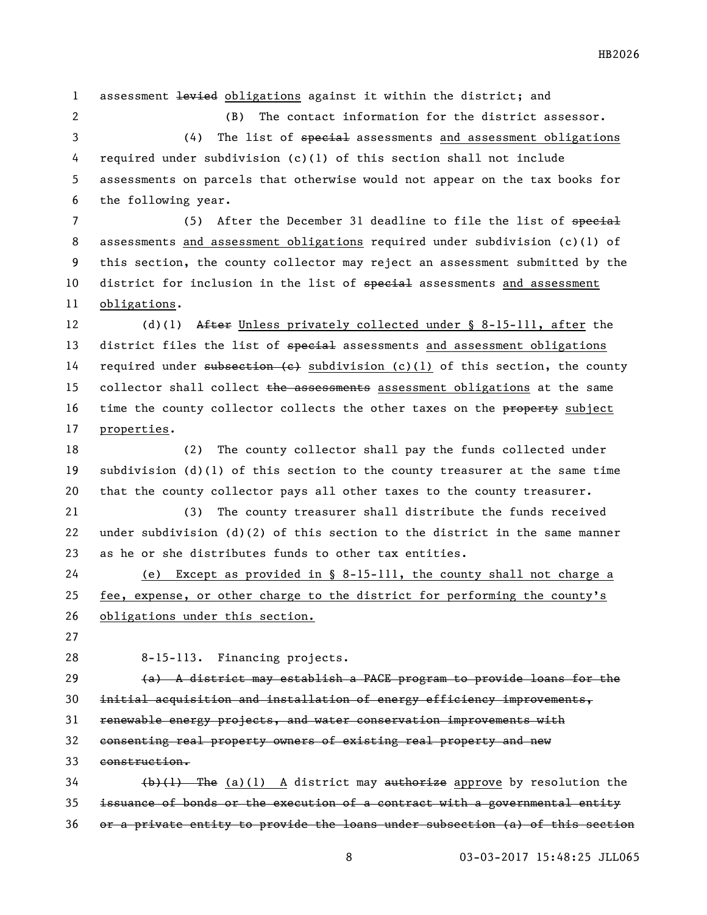assessment ~~levied~~ <u>obligations</u> against it within the district; and

(B) The contact information for the district assessor.

(4) The list of ~~special~~ assessments <u>and assessment obligations</u> required under subdivision (c)(1) of this section shall not include assessments on parcels that otherwise would not appear on the tax books for the following year.

(5) After the December 31 deadline to file the list of ~~special~~ assessments <u>and assessment obligations</u> required under subdivision (c)(1) of this section, the county collector may reject an assessment submitted by the district for inclusion in the list of ~~special~~ assessments <u>and assessment obligations</u>.

(d)(1) ~~After~~ <u>Unless privately collected under § 8-15-111, after</u> the district files the list of ~~special~~ assessments <u>and assessment obligations</u> required under ~~subsection (c)~~ <u>subdivision (c)(1)</u> of this section, the county collector shall collect ~~the assessments~~ <u>assessment obligations</u> at the same time the county collector collects the other taxes on the ~~property~~ <u>subject properties</u>.

(2) The county collector shall pay the funds collected under subdivision (d)(1) of this section to the county treasurer at the same time that the county collector pays all other taxes to the county treasurer.

(3) The county treasurer shall distribute the funds received under subdivision (d)(2) of this section to the district in the same manner as he or she distributes funds to other tax entities.

<u>(e) Except as provided in § 8-15-111, the county shall not charge a fee, expense, or other charge to the district for performing the county's obligations under this section.</u>

8-15-113. Financing projects.

~~(a) A district may establish a PACE program to provide loans for the initial acquisition and installation of energy efficiency improvements, renewable energy projects, and water conservation improvements with consenting real property owners of existing real property and new construction.~~

~~(b)(1) The~~ <u>(a)(1) A</u> district may ~~authorize~~ <u>approve</u> by resolution the ~~issuance of bonds or the execution of a contract with a governmental entity or a private entity to provide the loans under subsection (a) of this section~~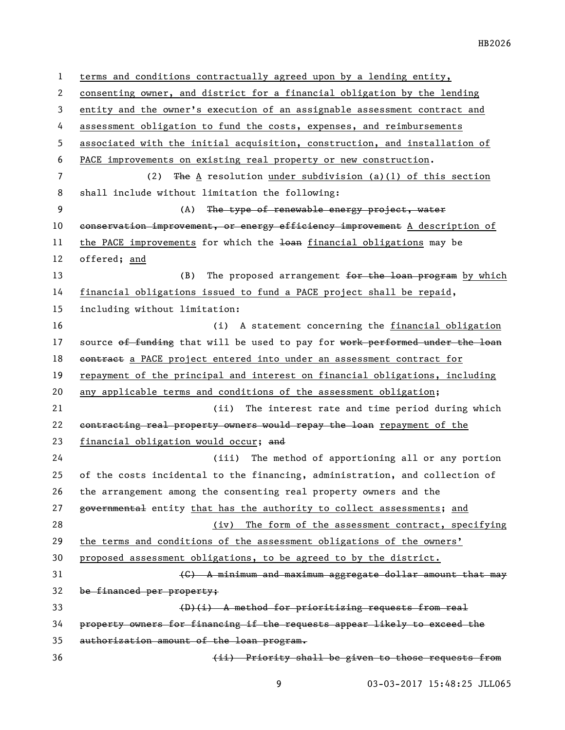terms and conditions contractually agreed upon by a lending entity, consenting owner, and district for a financial obligation by the lending entity and the owner's execution of an assignable assessment contract and assessment obligation to fund the costs, expenses, and reimbursements associated with the initial acquisition, construction, and installation of PACE improvements on existing real property or new construction.

(2) ~~The~~ A resolution under subdivision (a)(1) of this section shall include without limitation the following:

(A) ~~The type of renewable energy project, water conservation improvement, or energy efficiency improvement~~ A description of the PACE improvements for which the ~~loan~~ financial obligations may be offered; and

(B) The proposed arrangement ~~for the loan program~~ by which financial obligations issued to fund a PACE project shall be repaid, including without limitation:

(i) A statement concerning the financial obligation source ~~of funding~~ that will be used to pay for ~~work performed under the loan contract~~ a PACE project entered into under an assessment contract for repayment of the principal and interest on financial obligations, including any applicable terms and conditions of the assessment obligation;

(ii) The interest rate and time period during which ~~contracting real property owners would repay the loan~~ repayment of the financial obligation would occur; ~~and~~

(iii) The method of apportioning all or any portion of the costs incidental to the financing, administration, and collection of the arrangement among the consenting real property owners and the ~~governmental~~ entity that has the authority to collect assessments; and

(iv) The form of the assessment contract, specifying the terms and conditions of the assessment obligations of the owners' proposed assessment obligations, to be agreed to by the district.

~~(C) A minimum and maximum aggregate dollar amount that may be financed per property;~~

~~(D)(i) A method for prioritizing requests from real property owners for financing if the requests appear likely to exceed the authorization amount of the loan program.~~

~~(ii) Priority shall be given to those requests from~~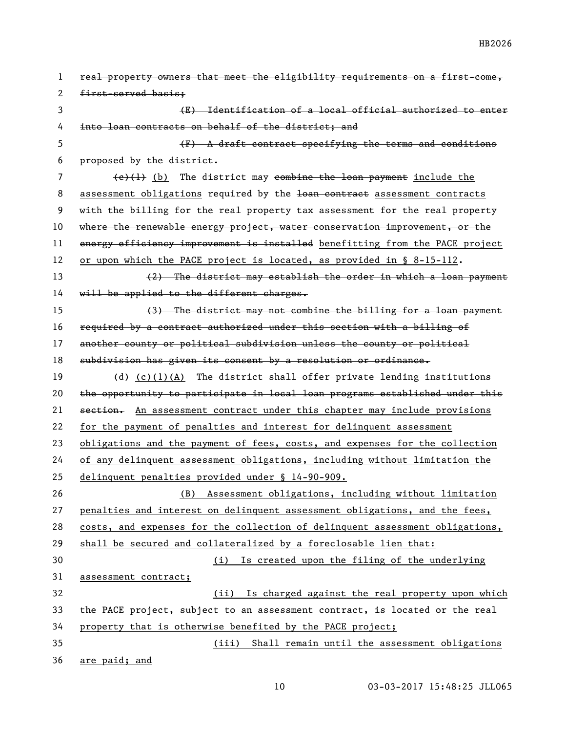~~real property owners that meet the eligibility requirements on a first-come, first-served basis;~~

~~(E) Identification of a local official authorized to enter into loan contracts on behalf of the district; and~~

~~(F) A draft contract specifying the terms and conditions proposed by the district.~~

~~(c)(1)~~ <u>(b)</u> The district may ~~combine the loan payment~~ <u>include the assessment obligations</u> required by the ~~loan contract~~ <u>assessment contracts</u> with the billing for the real property tax assessment for the real property ~~where the renewable energy project, water conservation improvement, or the energy efficiency improvement is installed~~ <u>benefitting from the PACE project or upon which the PACE project is located, as provided in § 8-15-112</u>.

~~(2) The district may establish the order in which a loan payment will be applied to the different charges.~~

~~(3) The district may not combine the billing for a loan payment required by a contract authorized under this section with a billing of another county or political subdivision unless the county or political subdivision has given its consent by a resolution or ordinance.~~

~~(d)~~ <u>(c)(1)(A)</u> ~~The district shall offer private lending institutions the opportunity to participate in local loan programs established under this section.~~ <u>An assessment contract under this chapter may include provisions for the payment of penalties and interest for delinquent assessment obligations and the payment of fees, costs, and expenses for the collection of any delinquent assessment obligations, including without limitation the delinquent penalties provided under § 14-90-909.</u>

<u>(B) Assessment obligations, including without limitation penalties and interest on delinquent assessment obligations, and the fees, costs, and expenses for the collection of delinquent assessment obligations, shall be secured and collateralized by a foreclosable lien that:</u>

<u>(i) Is created upon the filing of the underlying assessment contract;</u>

<u>(ii) Is charged against the real property upon which the PACE project, subject to an assessment contract, is located or the real property that is otherwise benefited by the PACE project;</u>

<u>(iii) Shall remain until the assessment obligations are paid; and</u>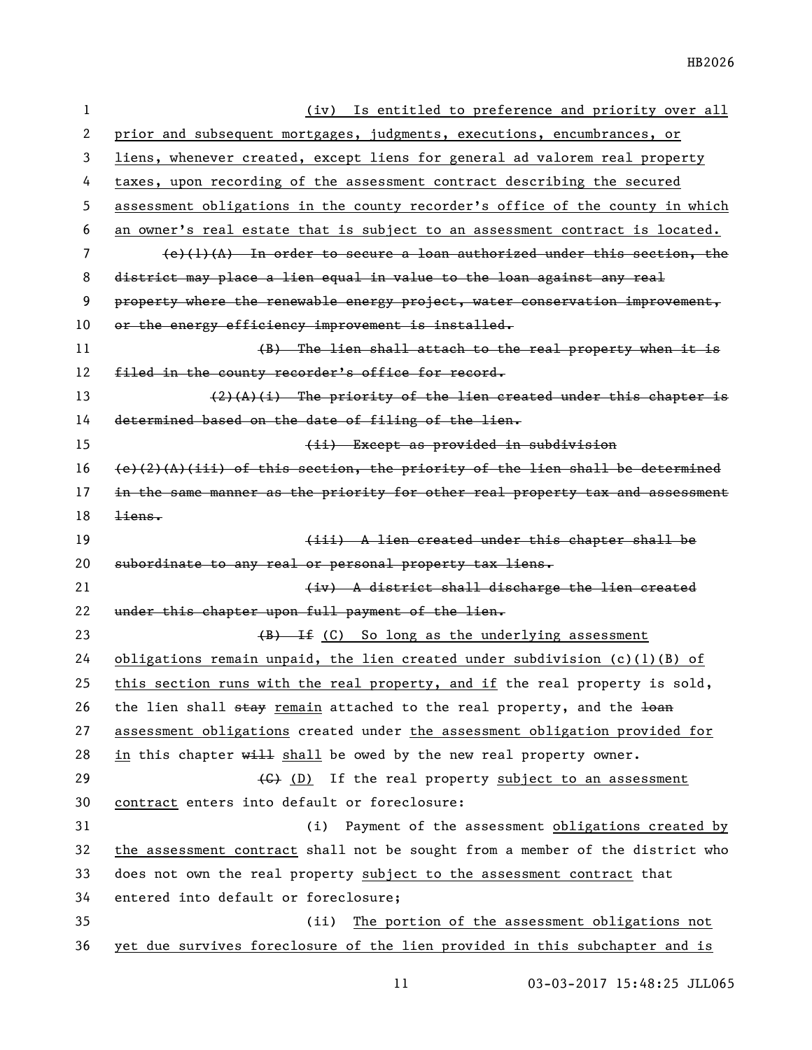(iv) Is entitled to preference and priority over all prior and subsequent mortgages, judgments, executions, encumbrances, or liens, whenever created, except liens for general ad valorem real property taxes, upon recording of the assessment contract describing the secured assessment obligations in the county recorder's office of the county in which an owner's real estate that is subject to an assessment contract is located.

~~(e)(1)(A) In order to secure a loan authorized under this section, the district may place a lien equal in value to the loan against any real property where the renewable energy project, water conservation improvement, or the energy efficiency improvement is installed.~~

~~(B) The lien shall attach to the real property when it is filed in the county recorder's office for record.~~

~~(2)(A)(i) The priority of the lien created under this chapter is determined based on the date of filing of the lien.~~

~~(ii) Except as provided in subdivision (e)(2)(A)(iii) of this section, the priority of the lien shall be determined in the same manner as the priority for other real property tax and assessment liens.~~

~~(iii) A lien created under this chapter shall be subordinate to any real or personal property tax liens.~~

~~(iv) A district shall discharge the lien created under this chapter upon full payment of the lien.~~

~~(B) If~~ (C) So long as the underlying assessment obligations remain unpaid, the lien created under subdivision (c)(1)(B) of this section runs with the real property, and if the real property is sold, the lien shall ~~stay~~ remain attached to the real property, and the ~~loan~~ assessment obligations created under the assessment obligation provided for in this chapter ~~will~~ shall be owed by the new real property owner.

~~(C)~~ (D) If the real property subject to an assessment contract enters into default or foreclosure:

(i) Payment of the assessment obligations created by the assessment contract shall not be sought from a member of the district who does not own the real property subject to the assessment contract that entered into default or foreclosure;

(ii) The portion of the assessment obligations not yet due survives foreclosure of the lien provided in this subchapter and is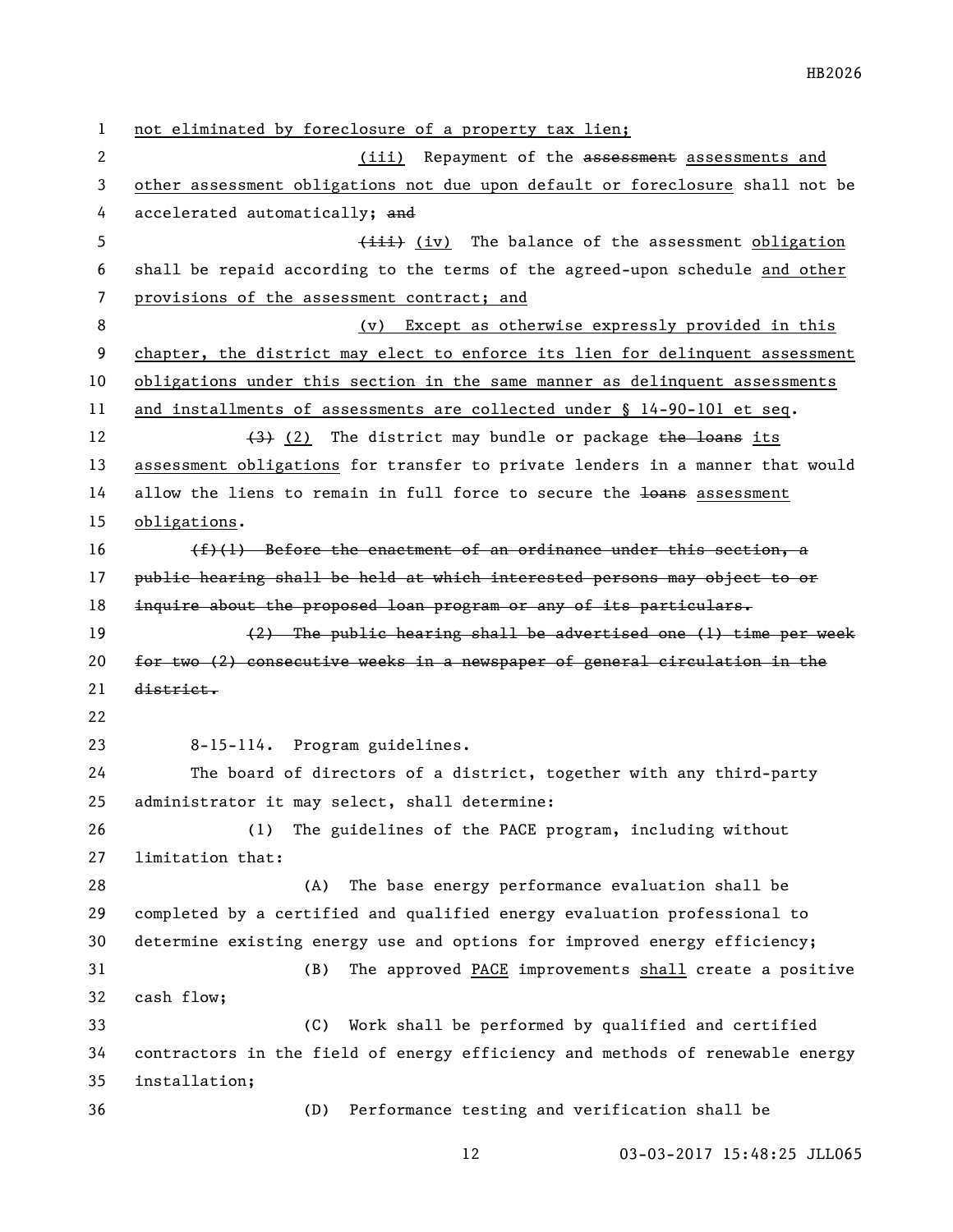not eliminated by foreclosure of a property tax lien;

(iii) Repayment of the ~~assessment~~ assessments and other assessment obligations not due upon default or foreclosure shall not be accelerated automatically; ~~and~~

~~(iii)~~ (iv) The balance of the assessment obligation shall be repaid according to the terms of the agreed-upon schedule and other provisions of the assessment contract; and

(v) Except as otherwise expressly provided in this chapter, the district may elect to enforce its lien for delinquent assessment obligations under this section in the same manner as delinquent assessments and installments of assessments are collected under § 14-90-101 et seq.

~~(3)~~ (2) The district may bundle or package ~~the loans~~ its assessment obligations for transfer to private lenders in a manner that would allow the liens to remain in full force to secure the ~~loans~~ assessment obligations.

~~(f)(1) Before the enactment of an ordinance under this section, a public hearing shall be held at which interested persons may object to or inquire about the proposed loan program or any of its particulars.~~

~~(2) The public hearing shall be advertised one (1) time per week for two (2) consecutive weeks in a newspaper of general circulation in the district.~~

8-15-114. Program guidelines.

The board of directors of a district, together with any third-party administrator it may select, shall determine:

(1) The guidelines of the PACE program, including without limitation that:

(A) The base energy performance evaluation shall be completed by a certified and qualified energy evaluation professional to determine existing energy use and options for improved energy efficiency;

(B) The approved PACE improvements shall create a positive cash flow;

(C) Work shall be performed by qualified and certified contractors in the field of energy efficiency and methods of renewable energy installation;

(D) Performance testing and verification shall be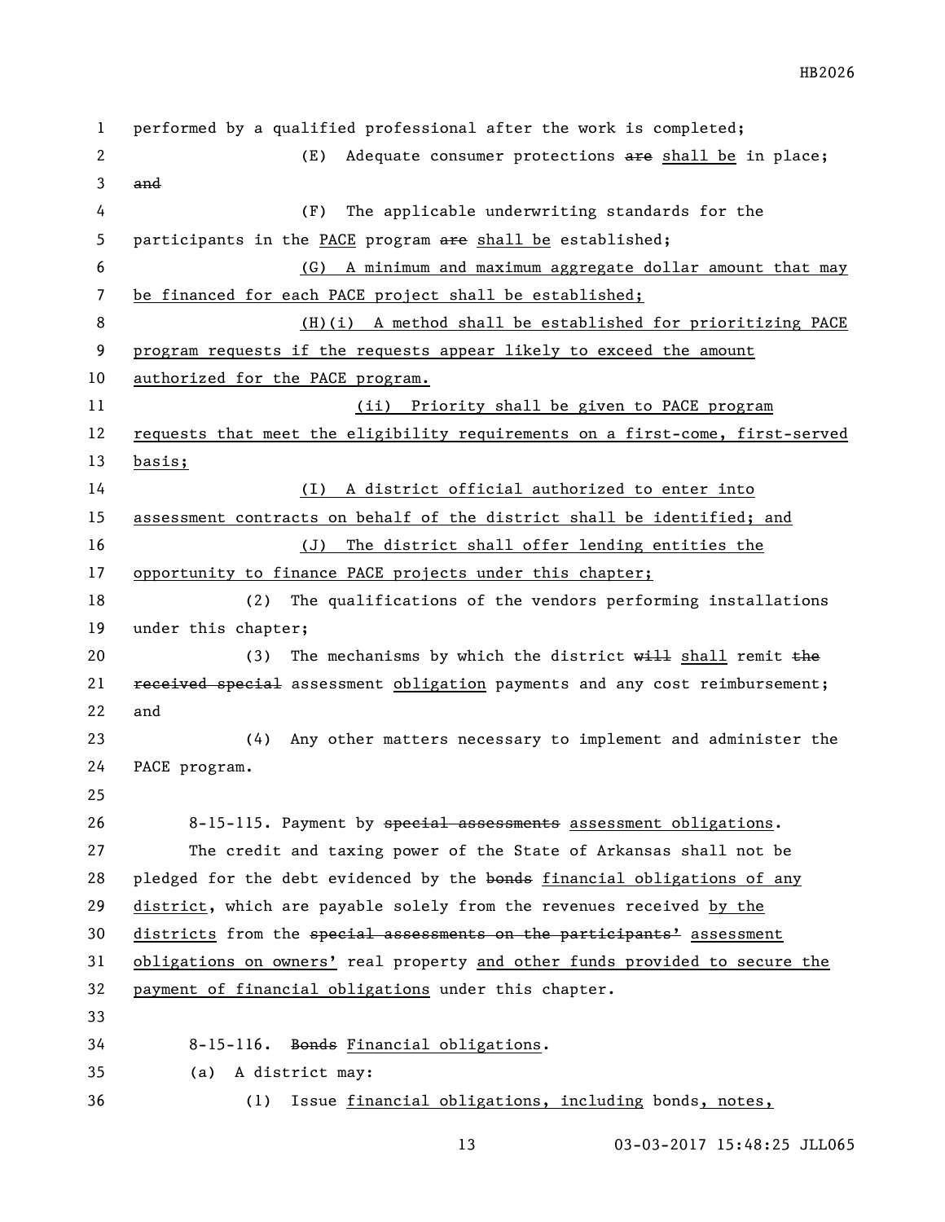performed by a qualified professional after the work is completed;

(E) Adequate consumer protections ~~are~~ shall be in place; ~~and~~

(F) The applicable underwriting standards for the participants in the PACE program ~~are~~ shall be established;

(G) A minimum and maximum aggregate dollar amount that may be financed for each PACE project shall be established;

(H)(i) A method shall be established for prioritizing PACE program requests if the requests appear likely to exceed the amount authorized for the PACE program.

(ii) Priority shall be given to PACE program requests that meet the eligibility requirements on a first-come, first-served basis;

(I) A district official authorized to enter into assessment contracts on behalf of the district shall be identified; and

(J) The district shall offer lending entities the opportunity to finance PACE projects under this chapter;

(2) The qualifications of the vendors performing installations under this chapter;

(3) The mechanisms by which the district ~~will~~ shall remit ~~the received special~~ assessment obligation payments and any cost reimbursement; and

(4) Any other matters necessary to implement and administer the PACE program.

8-15-115. Payment by ~~special assessments~~ assessment obligations.

The credit and taxing power of the State of Arkansas shall not be pledged for the debt evidenced by the ~~bonds~~ financial obligations of any district, which are payable solely from the revenues received by the districts from the ~~special assessments on the participants'~~ assessment obligations on owners' real property and other funds provided to secure the payment of financial obligations under this chapter.

8-15-116. ~~Bonds~~ Financial obligations.

(a) A district may:

(1) Issue financial obligations, including bonds, notes,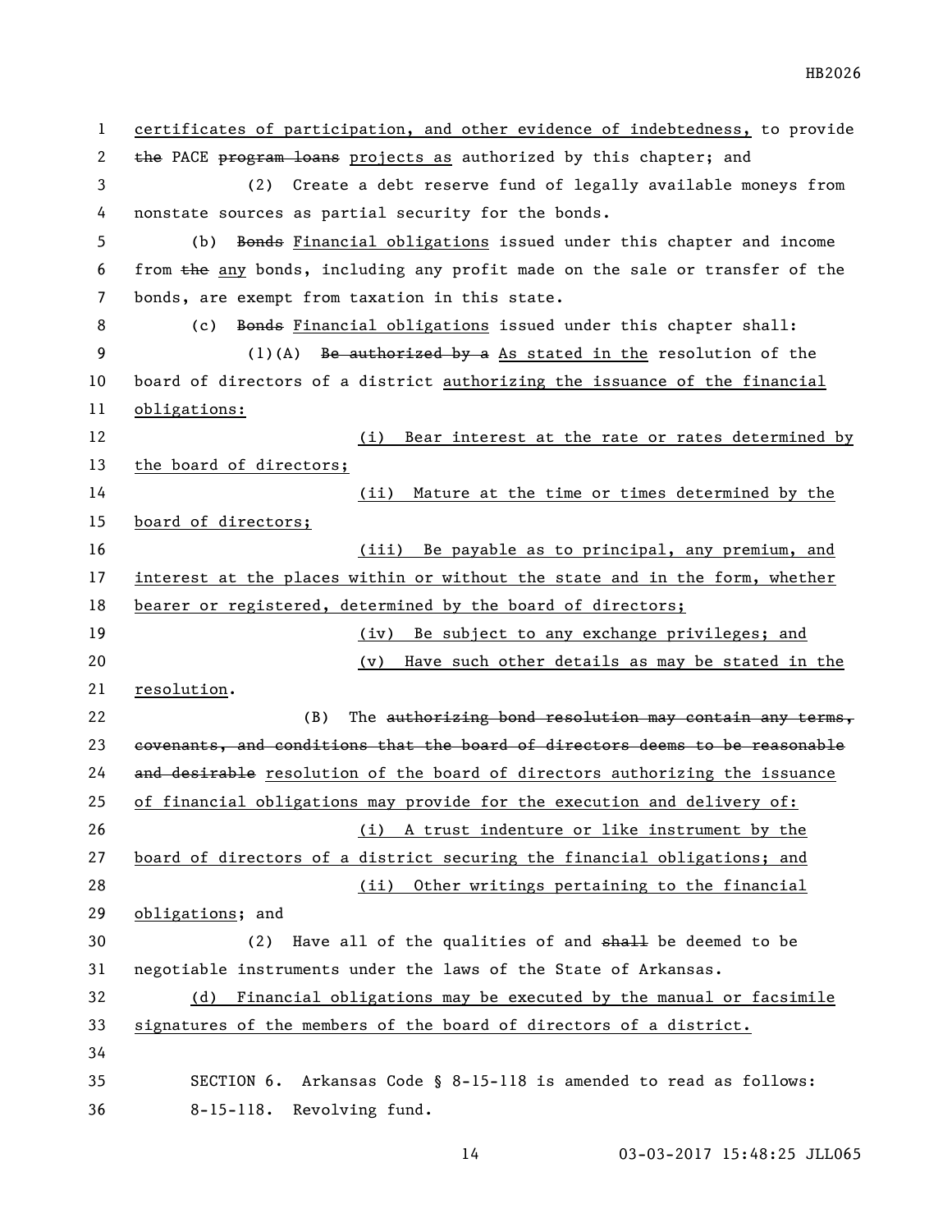certificates of participation, and other evidence of indebtedness, to provide ~~the~~ PACE ~~program loans~~ projects as authorized by this chapter; and

(2) Create a debt reserve fund of legally available moneys from nonstate sources as partial security for the bonds.

(b) ~~Bonds~~ Financial obligations issued under this chapter and income from ~~the~~ any bonds, including any profit made on the sale or transfer of the bonds, are exempt from taxation in this state.

(c) ~~Bonds~~ Financial obligations issued under this chapter shall:

(1)(A) ~~Be authorized by a~~ As stated in the resolution of the board of directors of a district authorizing the issuance of the financial obligations:

(i) Bear interest at the rate or rates determined by the board of directors;

(ii) Mature at the time or times determined by the board of directors;

(iii) Be payable as to principal, any premium, and interest at the places within or without the state and in the form, whether bearer or registered, determined by the board of directors;

(iv) Be subject to any exchange privileges; and

(v) Have such other details as may be stated in the resolution.

(B) The ~~authorizing bond resolution may contain any terms, covenants, and conditions that the board of directors deems to be reasonable and desirable~~ resolution of the board of directors authorizing the issuance of financial obligations may provide for the execution and delivery of:

(i) A trust indenture or like instrument by the board of directors of a district securing the financial obligations; and

(ii) Other writings pertaining to the financial obligations; and

(2) Have all of the qualities of and ~~shall~~ be deemed to be negotiable instruments under the laws of the State of Arkansas.

(d) Financial obligations may be executed by the manual or facsimile signatures of the members of the board of directors of a district.

SECTION 6. Arkansas Code § 8-15-118 is amended to read as follows:

8-15-118. Revolving fund.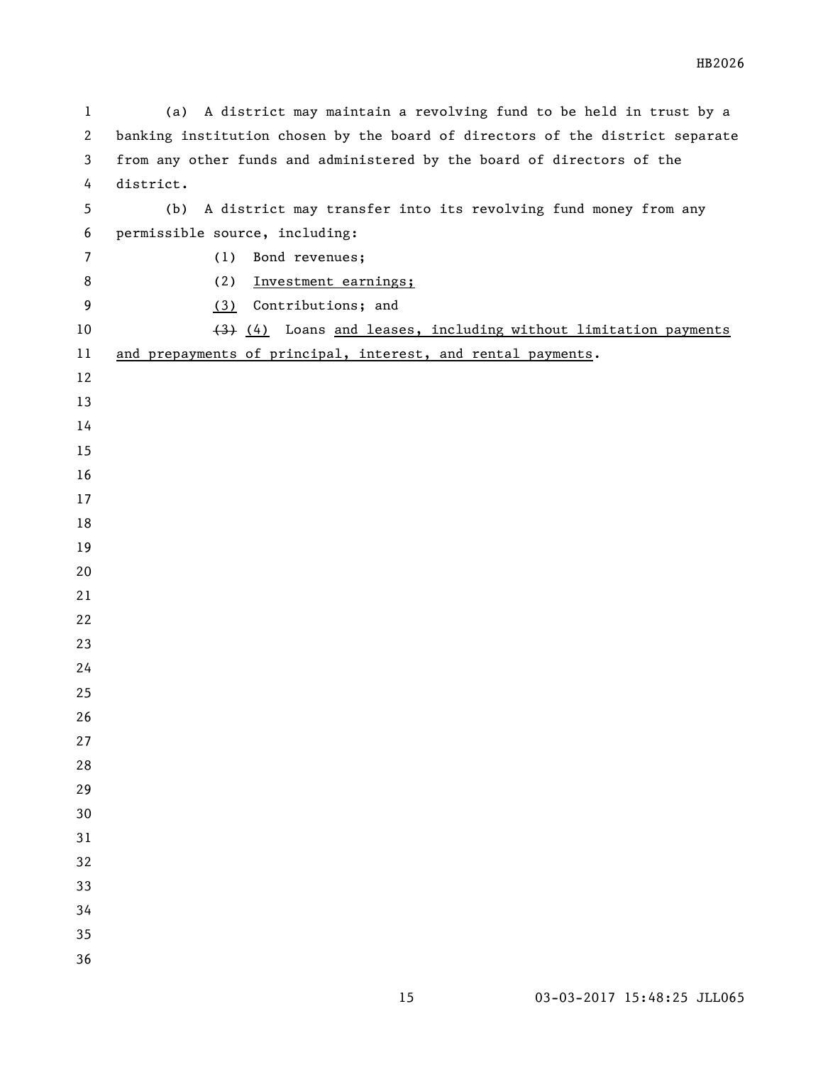(a) A district may maintain a revolving fund to be held in trust by a banking institution chosen by the board of directors of the district separate from any other funds and administered by the board of directors of the district.

(b) A district may transfer into its revolving fund money from any permissible source, including:

(1) Bond revenues;

(2) <u>Investment earnings;</u>

<u>(3)</u> Contributions; and

~~(3)~~ <u>(4)</u> Loans <u>and leases, including without limitation payments and prepayments of principal, interest, and rental payments</u>.